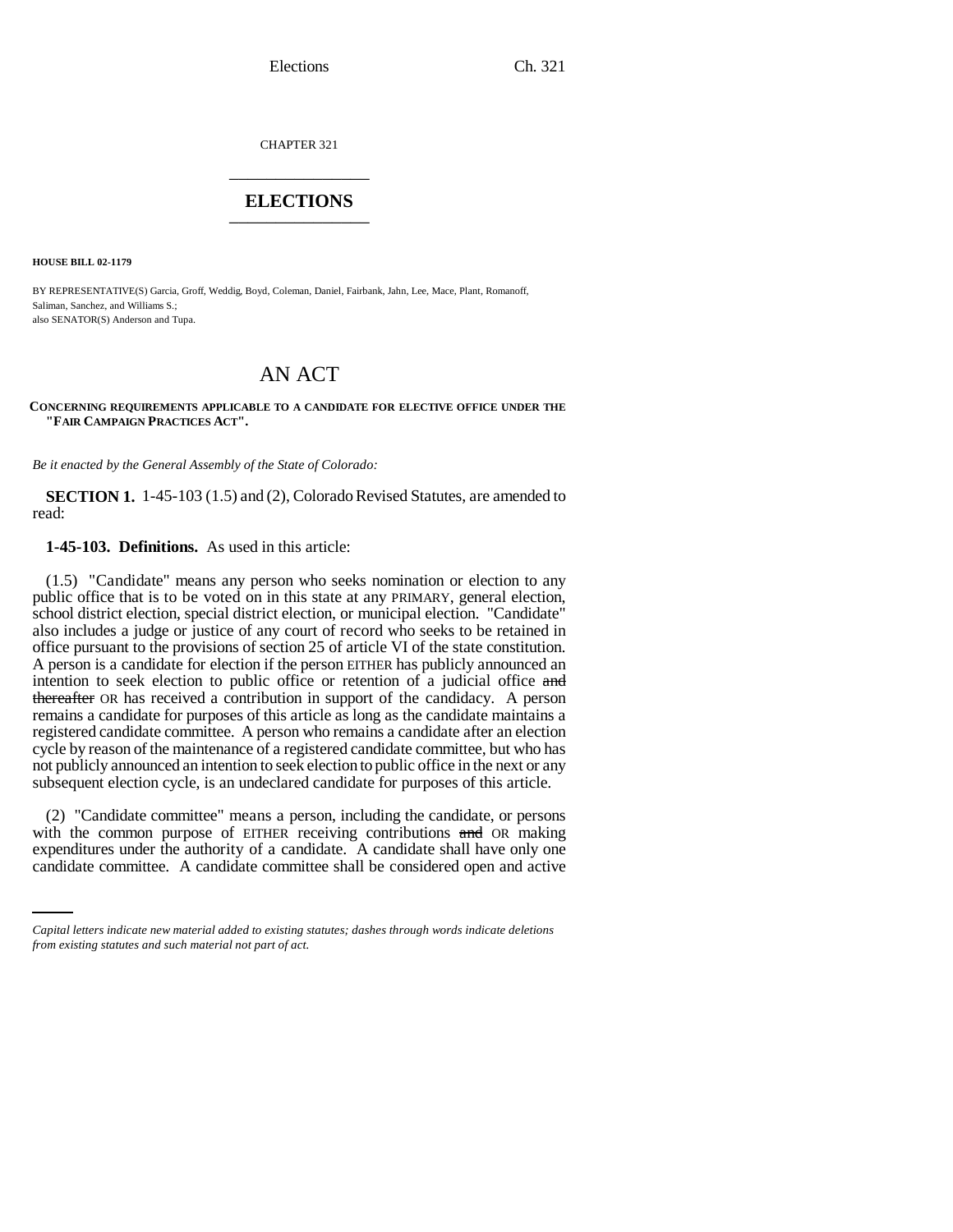CHAPTER 321

# ELECTIONS

**HOUSE BILL 02-1179**

BY REPRESENTATIVE(S) Garcia, Groff, Weddig, Boyd, Coleman, Daniel, Fairbank, Jahn, Lee, Mace, Plant, Romanoff, Saliman, Sanchez, and Williams S.;
also SENATOR(S) Anderson and Tupa.

# AN ACT

**CONCERNING REQUIREMENTS APPLICABLE TO A CANDIDATE FOR ELECTIVE OFFICE UNDER THE "FAIR CAMPAIGN PRACTICES ACT".**

*Be it enacted by the General Assembly of the State of Colorado:*

**SECTION 1.** 1-45-103 (1.5) and (2), Colorado Revised Statutes, are amended to read:

**1-45-103. Definitions.** As used in this article:

(1.5) "Candidate" means any person who seeks nomination or election to any public office that is to be voted on in this state at any PRIMARY, general election, school district election, special district election, or municipal election. "Candidate" also includes a judge or justice of any court of record who seeks to be retained in office pursuant to the provisions of section 25 of article VI of the state constitution. A person is a candidate for election if the person EITHER has publicly announced an intention to seek election to public office or retention of a judicial office ~~and thereafter~~ OR has received a contribution in support of the candidacy. A person remains a candidate for purposes of this article as long as the candidate maintains a registered candidate committee. A person who remains a candidate after an election cycle by reason of the maintenance of a registered candidate committee, but who has not publicly announced an intention to seek election to public office in the next or any subsequent election cycle, is an undeclared candidate for purposes of this article.

(2) "Candidate committee" means a person, including the candidate, or persons with the common purpose of EITHER receiving contributions ~~and~~ OR making expenditures under the authority of a candidate. A candidate shall have only one candidate committee. A candidate committee shall be considered open and active

*Capital letters indicate new material added to existing statutes; dashes through words indicate deletions from existing statutes and such material not part of act.*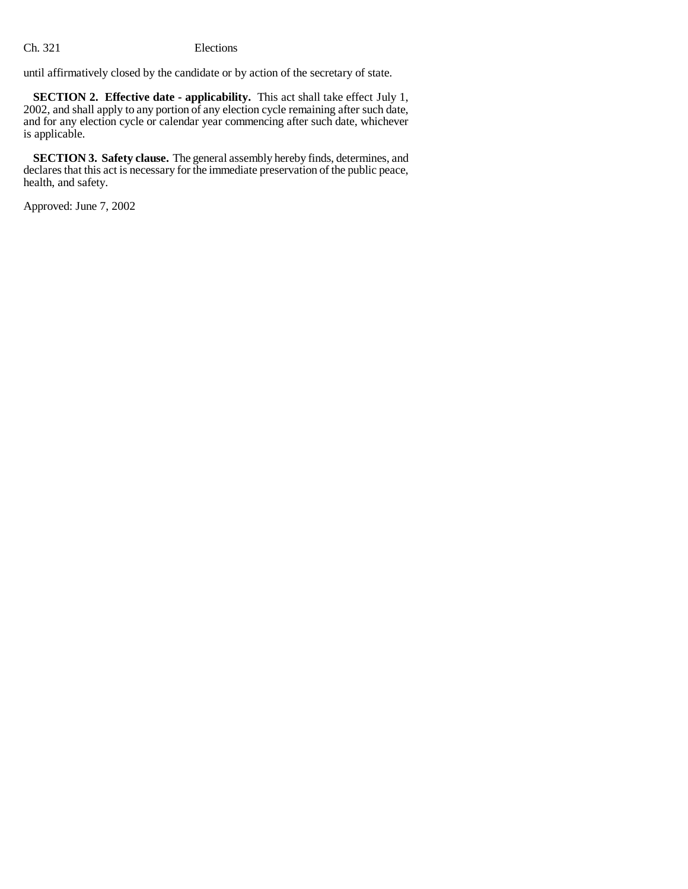until affirmatively closed by the candidate or by action of the secretary of state.

**SECTION 2. Effective date - applicability.** This act shall take effect July 1, 2002, and shall apply to any portion of any election cycle remaining after such date, and for any election cycle or calendar year commencing after such date, whichever is applicable.

**SECTION 3. Safety clause.** The general assembly hereby finds, determines, and declares that this act is necessary for the immediate preservation of the public peace, health, and safety.

Approved: June 7, 2002